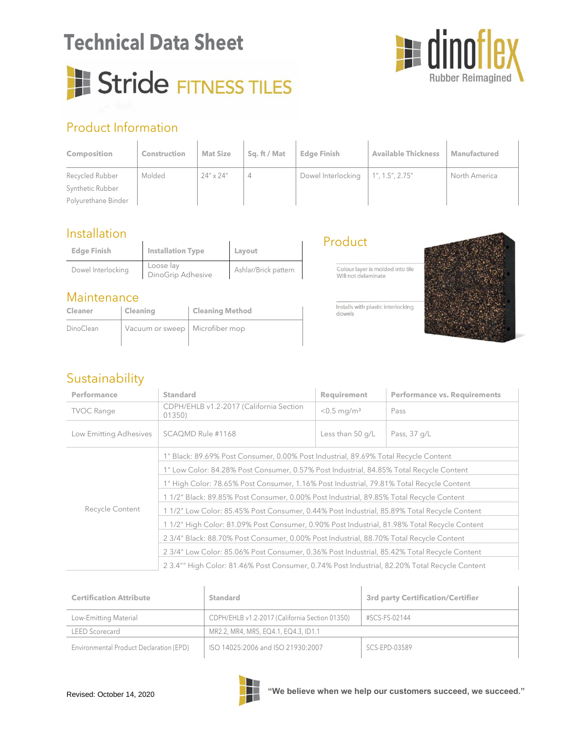# Technical Data Sheet

# Stride FITNESS TILES

dinoflex
Rubber Reimagined

## Product Information

| Composition | Construction | Mat Size | Sq. ft / Mat | Edge Finish | Available Thickness | Manufactured |
|---|---|---|---|---|---|---|
| Recycled Rubber<br>Synthetic Rubber<br>Polyurethane Binder | Molded | 24" x 24" | 4 | Dowel Interlocking | 1", 1.5", 2.75" | North America |

## Installation

| Edge Finish | Installation Type | Layout |
|---|---|---|
| Dowel Interlocking | Loose lay<br>DinoGrip Adhesive | Ashlar/Brick pattern |

## Maintenance

| Cleaner | Cleaning | Cleaning Method |
|---|---|---|
| DinoClean | Vacuum or sweep | Microfiber mop |

## Product

Colour layer is molded into tile
Will not delaminate

Installs with plastic interlocking dowels

## Sustainability

| Performance | Standard | Requirement | Performance vs. Requirements |
|---|---|---|---|
| TVOC Range | CDPH/EHLB v1.2-2017 (California Section 01350) | <0.5 mg/m³ | Pass |
| Low Emitting Adhesives | SCAQMD Rule #1168 | Less than 50 g/L | Pass, 37 g/L |
| Recycle Content | 1" Black: 89.69% Post Consumer, 0.00% Post Industrial, 89.69% Total Recycle Content | | |
| | 1" Low Color: 84.28% Post Consumer, 0.57% Post Industrial, 84.85% Total Recycle Content | | |
| | 1" High Color: 78.65% Post Consumer, 1.16% Post Industrial, 79.81% Total Recycle Content | | |
| | 1 1/2" Black: 89.85% Post Consumer, 0.00% Post Industrial, 89.85% Total Recycle Content | | |
| | 1 1/2" Low Color: 85.45% Post Consumer, 0.44% Post Industrial, 85.89% Total Recycle Content | | |
| | 1 1/2" High Color: 81.09% Post Consumer, 0.90% Post Industrial, 81.98% Total Recycle Content | | |
| | 2 3/4" Black: 88.70% Post Consumer, 0.00% Post Industrial, 88.70% Total Recycle Content | | |
| | 2 3/4" Low Color: 85.06% Post Consumer, 0.36% Post Industrial, 85.42% Total Recycle Content | | |
| | 2 3.4"" High Color: 81.46% Post Consumer, 0.74% Post Industrial, 82.20% Total Recycle Content | | |

| Certification Attribute | Standard | 3rd party Certification/Certifier |
|---|---|---|
| Low-Emitting Material | CDPH/EHLB v1.2-2017 (California Section 01350) | #SCS-FS-02144 |
| LEED Scorecard | MR2.2, MR4, MR5, EQ4.1, EQ4.3, ID1.1 | |
| Environmental Product Declaration (EPD) | ISO 14025:2006 and ISO 21930:2007 | SCS-EPD-03589 |

Revised: October 14, 2020

**"We believe when we help our customers succeed, we succeed."**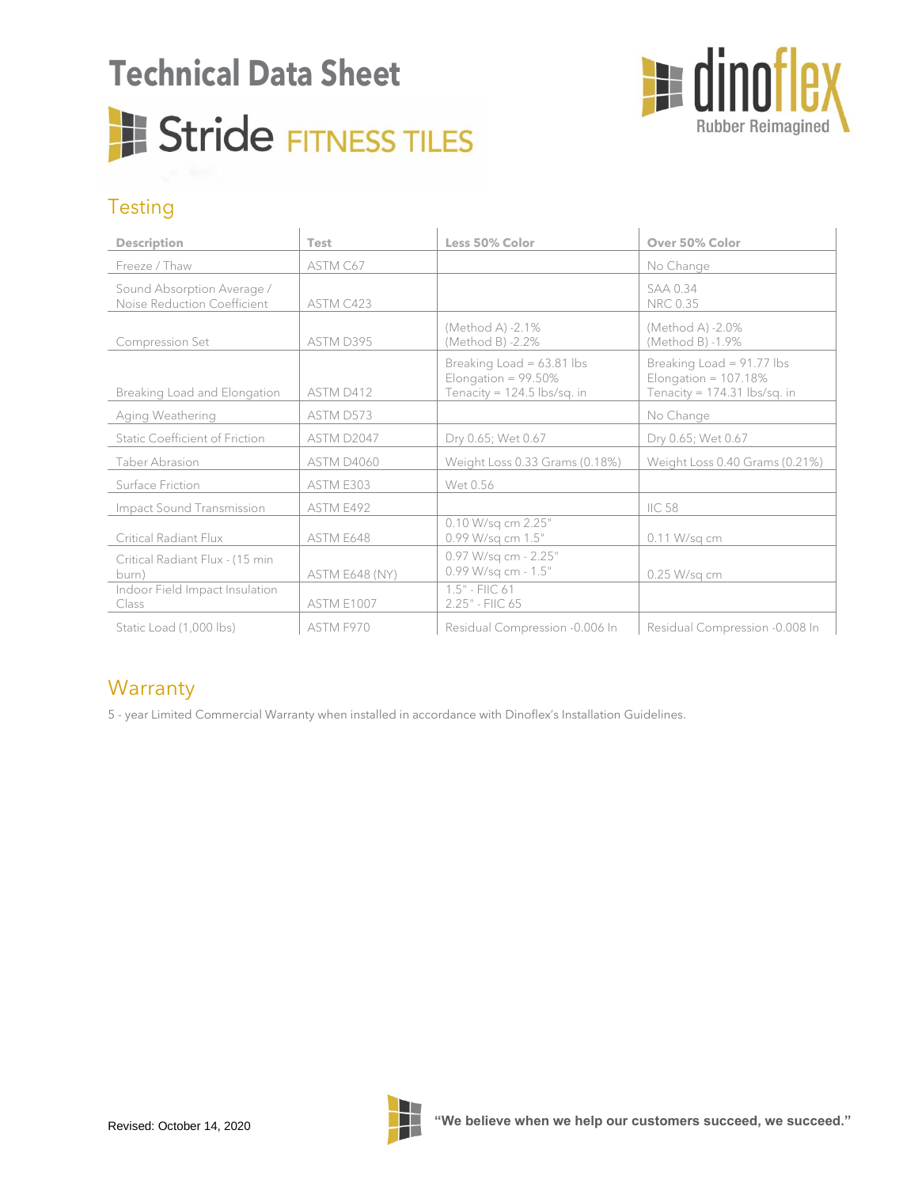# Technical Data Sheet

# Stride FITNESS TILES

dinoflex Rubber Reimagined

## Testing

| Description | Test | Less 50% Color | Over 50% Color |
|---|---|---|---|
| Freeze / Thaw | ASTM C67 | | No Change |
| Sound Absorption Average / Noise Reduction Coefficient | ASTM C423 | | SAA 0.34<br>NRC 0.35 |
| Compression Set | ASTM D395 | (Method A) -2.1%<br>(Method B) -2.2% | (Method A) -2.0%<br>(Method B) -1.9% |
| Breaking Load and Elongation | ASTM D412 | Breaking Load = 63.81 lbs<br>Elongation = 99.50%<br>Tenacity = 124.5 lbs/sq. in | Breaking Load = 91.77 lbs<br>Elongation = 107.18%<br>Tenacity = 174.31 lbs/sq. in |
| Aging Weathering | ASTM D573 | | No Change |
| Static Coefficient of Friction | ASTM D2047 | Dry 0.65; Wet 0.67 | Dry 0.65; Wet 0.67 |
| Taber Abrasion | ASTM D4060 | Weight Loss 0.33 Grams (0.18%) | Weight Loss 0.40 Grams (0.21%) |
| Surface Friction | ASTM E303 | Wet 0.56 | |
| Impact Sound Transmission | ASTM E492 | | IIC 58 |
| Critical Radiant Flux | ASTM E648 | 0.10 W/sq cm 2.25"<br>0.99 W/sq cm 1.5" | 0.11 W/sq cm |
| Critical Radiant Flux - (15 min burn) | ASTM E648 (NY) | 0.97 W/sq cm - 2.25"<br>0.99 W/sq cm - 1.5" | 0.25 W/sq cm |
| Indoor Field Impact Insulation Class | ASTM E1007 | 1.5" - FIIC 61<br>2.25" - FIIC 65 | |
| Static Load (1,000 lbs) | ASTM F970 | Residual Compression -0.006 In | Residual Compression -0.008 In |

## Warranty

5 - year Limited Commercial Warranty when installed in accordance with Dinoflex's Installation Guidelines.

Revised: October 14, 2020

**"We believe when we help our customers succeed, we succeed."**